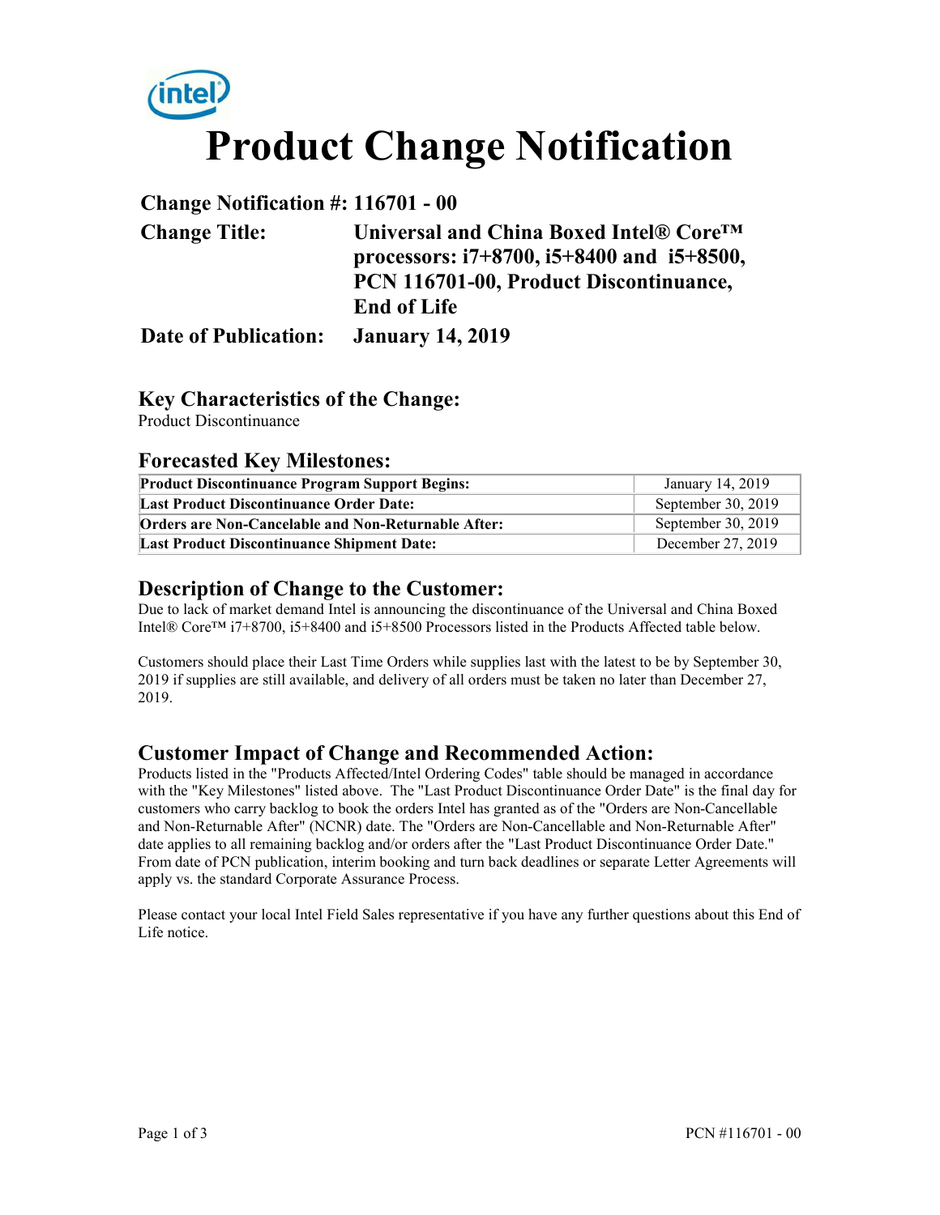# Product Change Notification

**Change Notification #:** 116701 - 00

**Change Title:** Universal and China Boxed Intel® Core™ processors: i7+8700, i5+8400 and i5+8500, PCN 116701-00, Product Discontinuance, End of Life

**Date of Publication:** January 14, 2019

## Key Characteristics of the Change:

Product Discontinuance

## Forecasted Key Milestones:

| | |
|---|---|
| **Product Discontinuance Program Support Begins:** | January 14, 2019 |
| **Last Product Discontinuance Order Date:** | September 30, 2019 |
| **Orders are Non-Cancelable and Non-Returnable After:** | September 30, 2019 |
| **Last Product Discontinuance Shipment Date:** | December 27, 2019 |

## Description of Change to the Customer:

Due to lack of market demand Intel is announcing the discontinuance of the Universal and China Boxed Intel® Core™ i7+8700, i5+8400 and i5+8500 Processors listed in the Products Affected table below.

Customers should place their Last Time Orders while supplies last with the latest to be by September 30, 2019 if supplies are still available, and delivery of all orders must be taken no later than December 27, 2019.

## Customer Impact of Change and Recommended Action:

Products listed in the "Products Affected/Intel Ordering Codes" table should be managed in accordance with the "Key Milestones" listed above. The "Last Product Discontinuance Order Date" is the final day for customers who carry backlog to book the orders Intel has granted as of the "Orders are Non-Cancellable and Non-Returnable After" (NCNR) date. The "Orders are Non-Cancellable and Non-Returnable After" date applies to all remaining backlog and/or orders after the "Last Product Discontinuance Order Date." From date of PCN publication, interim booking and turn back deadlines or separate Letter Agreements will apply vs. the standard Corporate Assurance Process.

Please contact your local Intel Field Sales representative if you have any further questions about this End of Life notice.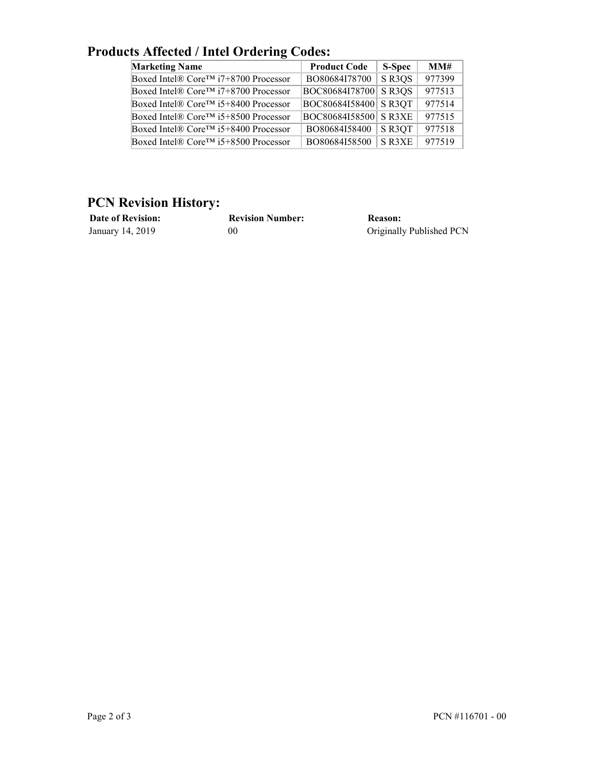## Products Affected / Intel Ordering Codes:

| Marketing Name | Product Code | S-Spec | MM# |
|---|---|---|---|
| Boxed Intel® Core™ i7+8700 Processor | BO80684I78700 | S R3QS | 977399 |
| Boxed Intel® Core™ i7+8700 Processor | BOC80684I78700 | S R3QS | 977513 |
| Boxed Intel® Core™ i5+8400 Processor | BOC80684I58400 | S R3QT | 977514 |
| Boxed Intel® Core™ i5+8500 Processor | BOC80684I58500 | S R3XE | 977515 |
| Boxed Intel® Core™ i5+8400 Processor | BO80684I58400 | S R3QT | 977518 |
| Boxed Intel® Core™ i5+8500 Processor | BO80684I58500 | S R3XE | 977519 |

## PCN Revision History:

| Date of Revision: | Revision Number: | Reason: |
|---|---|---|
| January 14, 2019 | 00 | Originally Published PCN |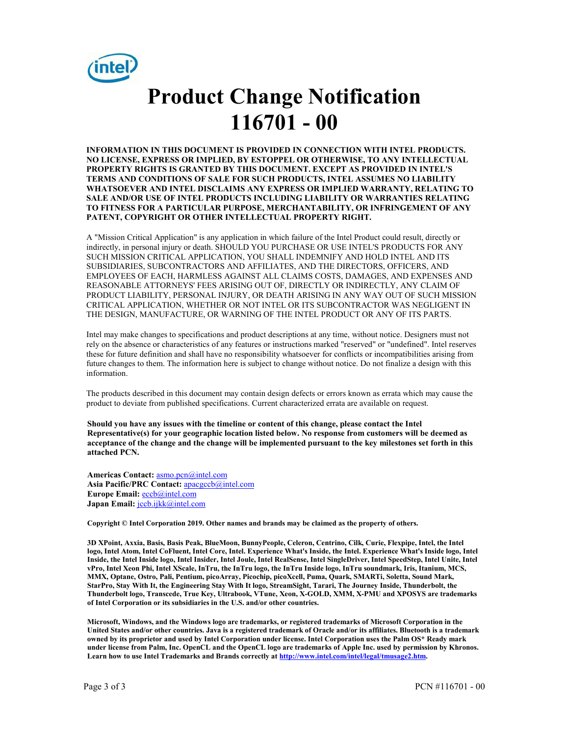# Product Change Notification 116701 - 00

**INFORMATION IN THIS DOCUMENT IS PROVIDED IN CONNECTION WITH INTEL PRODUCTS. NO LICENSE, EXPRESS OR IMPLIED, BY ESTOPPEL OR OTHERWISE, TO ANY INTELLECTUAL PROPERTY RIGHTS IS GRANTED BY THIS DOCUMENT. EXCEPT AS PROVIDED IN INTEL'S TERMS AND CONDITIONS OF SALE FOR SUCH PRODUCTS, INTEL ASSUMES NO LIABILITY WHATSOEVER AND INTEL DISCLAIMS ANY EXPRESS OR IMPLIED WARRANTY, RELATING TO SALE AND/OR USE OF INTEL PRODUCTS INCLUDING LIABILITY OR WARRANTIES RELATING TO FITNESS FOR A PARTICULAR PURPOSE, MERCHANTABILITY, OR INFRINGEMENT OF ANY PATENT, COPYRIGHT OR OTHER INTELLECTUAL PROPERTY RIGHT.**

A "Mission Critical Application" is any application in which failure of the Intel Product could result, directly or indirectly, in personal injury or death. SHOULD YOU PURCHASE OR USE INTEL'S PRODUCTS FOR ANY SUCH MISSION CRITICAL APPLICATION, YOU SHALL INDEMNIFY AND HOLD INTEL AND ITS SUBSIDIARIES, SUBCONTRACTORS AND AFFILIATES, AND THE DIRECTORS, OFFICERS, AND EMPLOYEES OF EACH, HARMLESS AGAINST ALL CLAIMS COSTS, DAMAGES, AND EXPENSES AND REASONABLE ATTORNEYS' FEES ARISING OUT OF, DIRECTLY OR INDIRECTLY, ANY CLAIM OF PRODUCT LIABILITY, PERSONAL INJURY, OR DEATH ARISING IN ANY WAY OUT OF SUCH MISSION CRITICAL APPLICATION, WHETHER OR NOT INTEL OR ITS SUBCONTRACTOR WAS NEGLIGENT IN THE DESIGN, MANUFACTURE, OR WARNING OF THE INTEL PRODUCT OR ANY OF ITS PARTS.

Intel may make changes to specifications and product descriptions at any time, without notice. Designers must not rely on the absence or characteristics of any features or instructions marked "reserved" or "undefined". Intel reserves these for future definition and shall have no responsibility whatsoever for conflicts or incompatibilities arising from future changes to them. The information here is subject to change without notice. Do not finalize a design with this information.

The products described in this document may contain design defects or errors known as errata which may cause the product to deviate from published specifications. Current characterized errata are available on request.

**Should you have any issues with the timeline or content of this change, please contact the Intel Representative(s) for your geographic location listed below. No response from customers will be deemed as acceptance of the change and the change will be implemented pursuant to the key milestones set forth in this attached PCN.**

**Americas Contact:** asmo.pcn@intel.com
**Asia Pacific/PRC Contact:** apacgccb@intel.com
**Europe Email:** eccb@intel.com
**Japan Email:** jccb.ijkk@intel.com

**Copyright © Intel Corporation 2019. Other names and brands may be claimed as the property of others.**

**3D XPoint, Axxia, Basis, Basis Peak, BlueMoon, BunnyPeople, Celeron, Centrino, Cilk, Curie, Flexpipe, Intel, the Intel logo, Intel Atom, Intel CoFluent, Intel Core, Intel. Experience What's Inside, the Intel. Experience What's Inside logo, Intel Inside, the Intel Inside logo, Intel Insider, Intel Joule, Intel RealSense, Intel SingleDriver, Intel SpeedStep, Intel Unite, Intel vPro, Intel Xeon Phi, Intel XScale, InTru, the InTru logo, the InTru Inside logo, InTru soundmark, Iris, Itanium, MCS, MMX, Optane, Ostro, Pali, Pentium, picoArray, Picochip, picoXcell, Puma, Quark, SMARTi, Soletta, Sound Mark, StarPro, Stay With It, the Engineering Stay With It logo, StreamSight, Tarari, The Journey Inside, Thunderbolt, the Thunderbolt logo, Transcede, True Key, Ultrabook, VTune, Xeon, X-GOLD, XMM, X-PMU and XPOSYS are trademarks of Intel Corporation or its subsidiaries in the U.S. and/or other countries.**

**Microsoft, Windows, and the Windows logo are trademarks, or registered trademarks of Microsoft Corporation in the United States and/or other countries. Java is a registered trademark of Oracle and/or its affiliates. Bluetooth is a trademark owned by its proprietor and used by Intel Corporation under license. Intel Corporation uses the Palm OS* Ready mark under license from Palm, Inc. OpenCL and the OpenCL logo are trademarks of Apple Inc. used by permission by Khronos. Learn how to use Intel Trademarks and Brands correctly at http://www.intel.com/intel/legal/tmusage2.htm.**